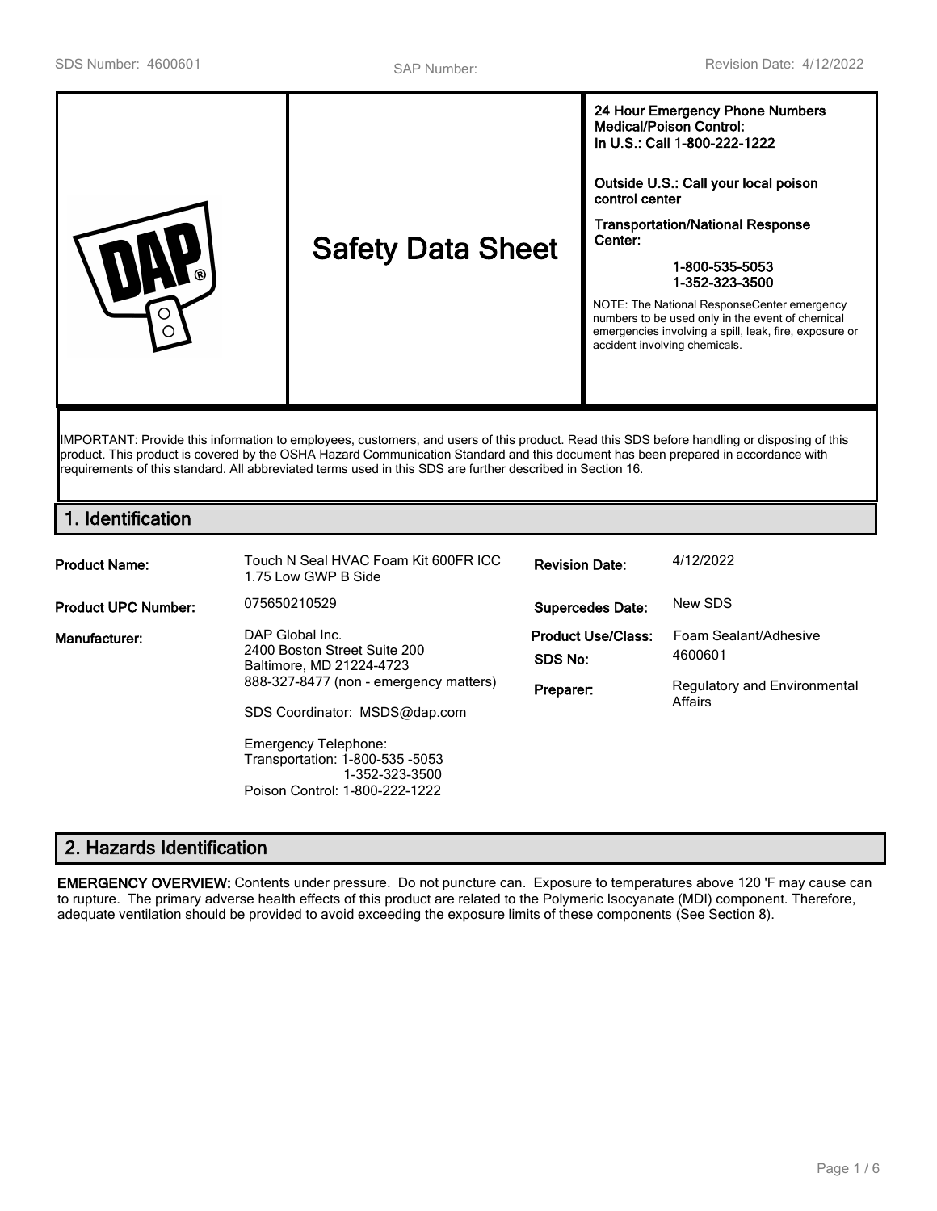SDS Number: 4600601 SAP Number: Revision Date: 4/12/2022

| | Safety Data Sheet | **24 Hour Emergency Phone Numbers**<br>**Medical/Poison Control:**<br>**In U.S.: Call 1-800-222-1222**<br><br>**Outside U.S.: Call your local poison control center**<br><br>**Transportation/National Response Center:**<br>**1-800-535-5053**<br>**1-352-323-3500**<br><br>NOTE: The National ResponseCenter emergency numbers to be used only in the event of chemical emergencies involving a spill, leak, fire, exposure or accident involving chemicals. |
|---|---|---|

IMPORTANT: Provide this information to employees, customers, and users of this product. Read this SDS before handling or disposing of this product. This product is covered by the OSHA Hazard Communication Standard and this document has been prepared in accordance with requirements of this standard. All abbreviated terms used in this SDS are further described in Section 16.

## 1. Identification

| | | | |
|---|---|---|---|
| **Product Name:** | Touch N Seal HVAC Foam Kit 600FR ICC 1.75 Low GWP B Side | **Revision Date:** | 4/12/2022 |
| **Product UPC Number:** | 075650210529 | **Supercedes Date:** | New SDS |
| **Manufacturer:** | DAP Global Inc.<br>2400 Boston Street Suite 200<br>Baltimore, MD 21224-4723<br>888-327-8477 (non - emergency matters)<br><br>SDS Coordinator: MSDS@dap.com<br><br>Emergency Telephone:<br>Transportation: 1-800-535 -5053<br>1-352-323-3500<br>Poison Control: 1-800-222-1222 | **Product Use/Class:**<br>**SDS No:**<br>**Preparer:** | Foam Sealant/Adhesive<br>4600601<br>Regulatory and Environmental Affairs |

## 2. Hazards Identification

**EMERGENCY OVERVIEW:** Contents under pressure. Do not puncture can. Exposure to temperatures above 120 'F may cause can to rupture. The primary adverse health effects of this product are related to the Polymeric Isocyanate (MDI) component. Therefore, adequate ventilation should be provided to avoid exceeding the exposure limits of these components (See Section 8).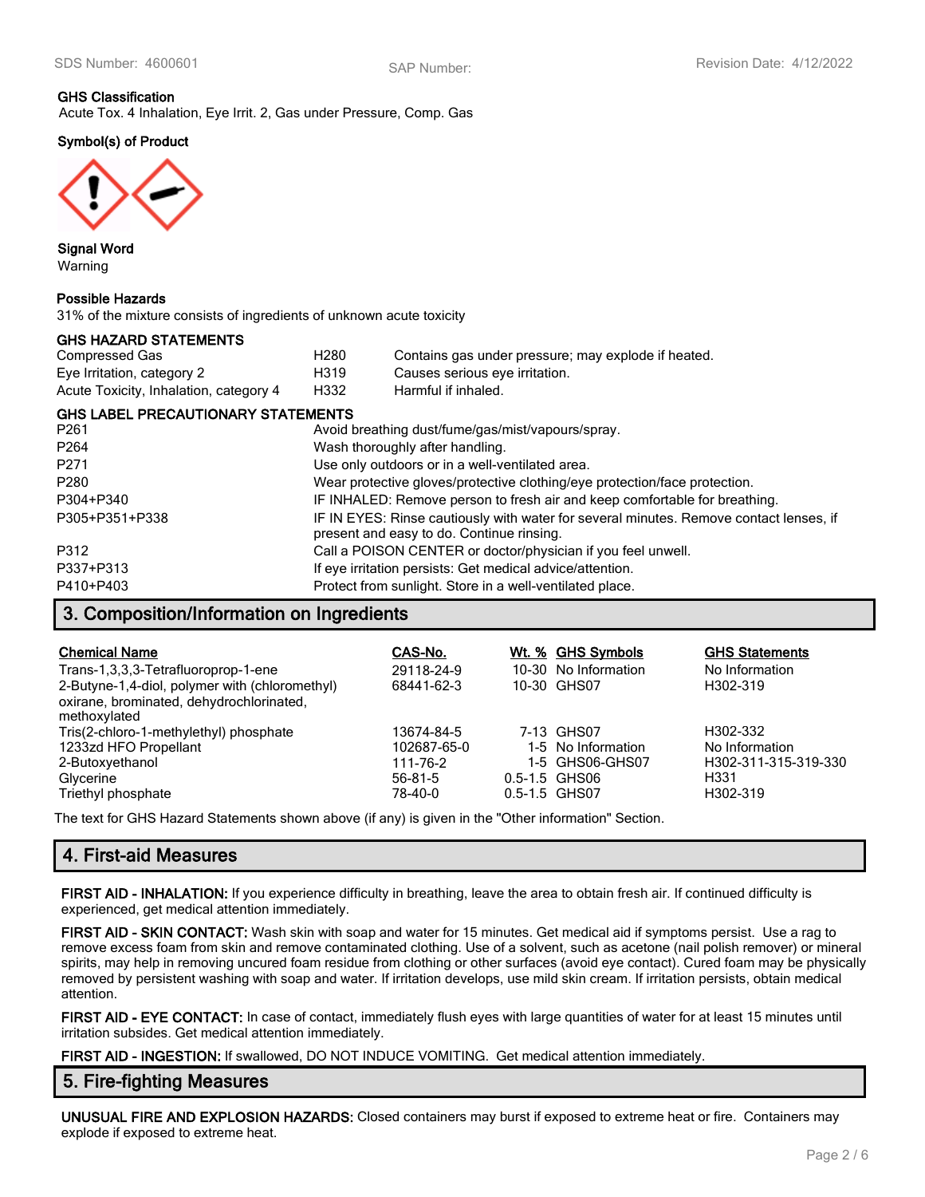**GHS Classification**
Acute Tox. 4 Inhalation, Eye Irrit. 2, Gas under Pressure, Comp. Gas

**Symbol(s) of Product**

**Signal Word**
Warning

**Possible Hazards**
31% of the mixture consists of ingredients of unknown acute toxicity

**GHS HAZARD STATEMENTS**

| | | |
|---|---|---|
| Compressed Gas | H280 | Contains gas under pressure; may explode if heated. |
| Eye Irritation, category 2 | H319 | Causes serious eye irritation. |
| Acute Toxicity, Inhalation, category 4 | H332 | Harmful if inhaled. |

**GHS LABEL PRECAUTIONARY STATEMENTS**

| | |
|---|---|
| P261 | Avoid breathing dust/fume/gas/mist/vapours/spray. |
| P264 | Wash thoroughly after handling. |
| P271 | Use only outdoors or in a well-ventilated area. |
| P280 | Wear protective gloves/protective clothing/eye protection/face protection. |
| P304+P340 | IF INHALED: Remove person to fresh air and keep comfortable for breathing. |
| P305+P351+P338 | IF IN EYES: Rinse cautiously with water for several minutes. Remove contact lenses, if present and easy to do. Continue rinsing. |
| P312 | Call a POISON CENTER or doctor/physician if you feel unwell. |
| P337+P313 | If eye irritation persists: Get medical advice/attention. |
| P410+P403 | Protect from sunlight. Store in a well-ventilated place. |

## 3. Composition/Information on Ingredients

| Chemical Name | CAS-No. | Wt. % | GHS Symbols | GHS Statements |
|---|---|---|---|---|
| Trans-1,3,3,3-Tetrafluoroprop-1-ene | 29118-24-9 | 10-30 | No Information | No Information |
| 2-Butyne-1,4-diol, polymer with (chloromethyl) oxirane, brominated, dehydrochlorinated, methoxylated | 68441-62-3 | 10-30 | GHS07 | H302-319 |
| Tris(2-chloro-1-methylethyl) phosphate | 13674-84-5 | 7-13 | GHS07 | H302-332 |
| 1233zd HFO Propellant | 102687-65-0 | 1-5 | No Information | No Information |
| 2-Butoxyethanol | 111-76-2 | 1-5 | GHS06-GHS07 | H302-311-315-319-330 |
| Glycerine | 56-81-5 | 0.5-1.5 | GHS06 | H331 |
| Triethyl phosphate | 78-40-0 | 0.5-1.5 | GHS07 | H302-319 |

The text for GHS Hazard Statements shown above (if any) is given in the "Other information" Section.

## 4. First-aid Measures

**FIRST AID - INHALATION:** If you experience difficulty in breathing, leave the area to obtain fresh air. If continued difficulty is experienced, get medical attention immediately.

**FIRST AID - SKIN CONTACT:** Wash skin with soap and water for 15 minutes. Get medical aid if symptoms persist. Use a rag to remove excess foam from skin and remove contaminated clothing. Use of a solvent, such as acetone (nail polish remover) or mineral spirits, may help in removing uncured foam residue from clothing or other surfaces (avoid eye contact). Cured foam may be physically removed by persistent washing with soap and water. If irritation develops, use mild skin cream. If irritation persists, obtain medical attention.

**FIRST AID - EYE CONTACT:** In case of contact, immediately flush eyes with large quantities of water for at least 15 minutes until irritation subsides. Get medical attention immediately.

**FIRST AID - INGESTION:** If swallowed, DO NOT INDUCE VOMITING. Get medical attention immediately.

## 5. Fire-fighting Measures

**UNUSUAL FIRE AND EXPLOSION HAZARDS:** Closed containers may burst if exposed to extreme heat or fire. Containers may explode if exposed to extreme heat.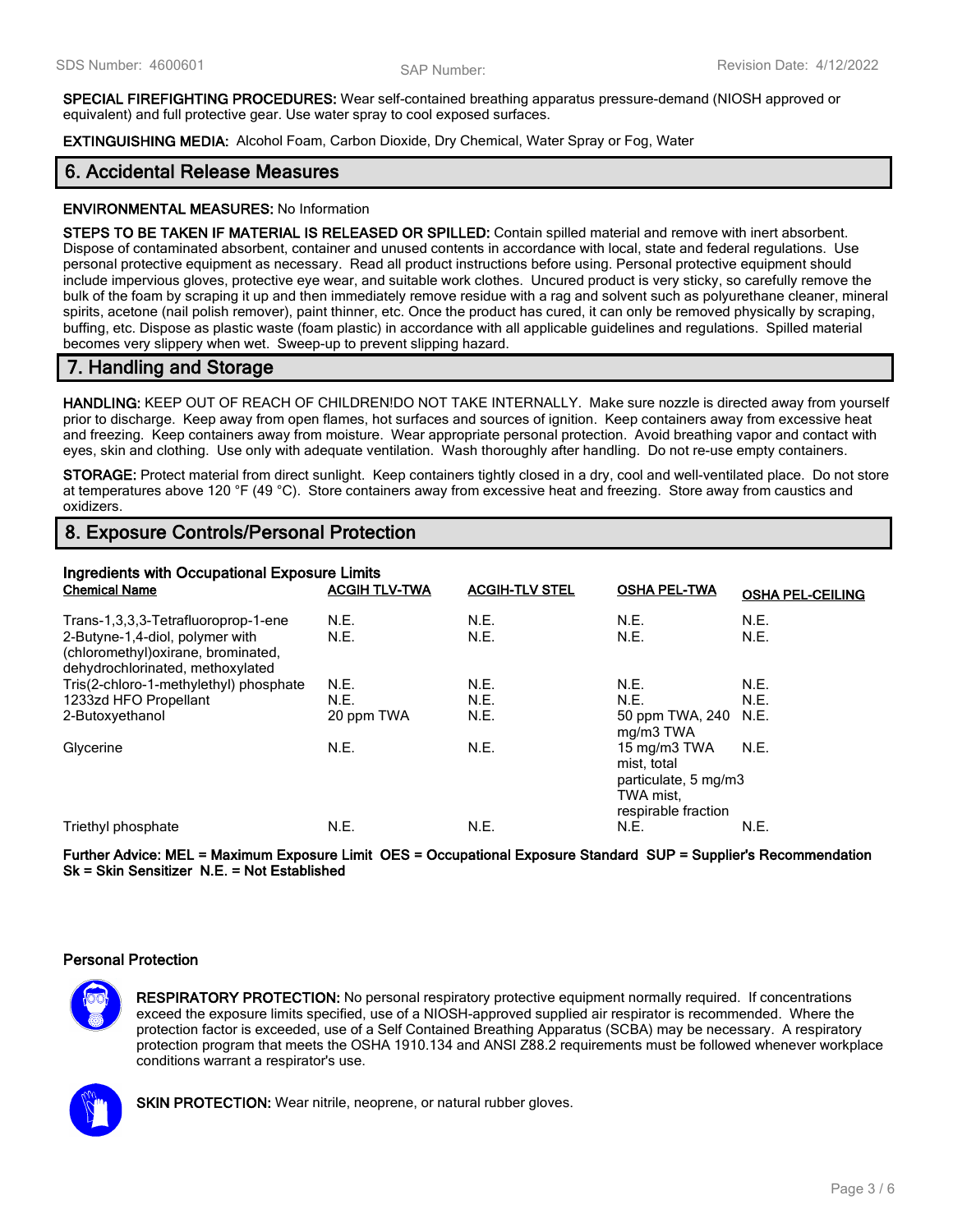**SPECIAL FIREFIGHTING PROCEDURES:** Wear self-contained breathing apparatus pressure-demand (NIOSH approved or equivalent) and full protective gear. Use water spray to cool exposed surfaces.

**EXTINGUISHING MEDIA:** Alcohol Foam, Carbon Dioxide, Dry Chemical, Water Spray or Fog, Water

## 6. Accidental Release Measures

**ENVIRONMENTAL MEASURES:** No Information

**STEPS TO BE TAKEN IF MATERIAL IS RELEASED OR SPILLED:** Contain spilled material and remove with inert absorbent. Dispose of contaminated absorbent, container and unused contents in accordance with local, state and federal regulations. Use personal protective equipment as necessary. Read all product instructions before using. Personal protective equipment should include impervious gloves, protective eye wear, and suitable work clothes. Uncured product is very sticky, so carefully remove the bulk of the foam by scraping it up and then immediately remove residue with a rag and solvent such as polyurethane cleaner, mineral spirits, acetone (nail polish remover), paint thinner, etc. Once the product has cured, it can only be removed physically by scraping, buffing, etc. Dispose as plastic waste (foam plastic) in accordance with all applicable guidelines and regulations. Spilled material becomes very slippery when wet. Sweep-up to prevent slipping hazard.

## 7. Handling and Storage

**HANDLING:** KEEP OUT OF REACH OF CHILDREN!DO NOT TAKE INTERNALLY. Make sure nozzle is directed away from yourself prior to discharge. Keep away from open flames, hot surfaces and sources of ignition. Keep containers away from excessive heat and freezing. Keep containers away from moisture. Wear appropriate personal protection. Avoid breathing vapor and contact with eyes, skin and clothing. Use only with adequate ventilation. Wash thoroughly after handling. Do not re-use empty containers.

**STORAGE:** Protect material from direct sunlight. Keep containers tightly closed in a dry, cool and well-ventilated place. Do not store at temperatures above 120 °F (49 °C). Store containers away from excessive heat and freezing. Store away from caustics and oxidizers.

## 8. Exposure Controls/Personal Protection

**Ingredients with Occupational Exposure Limits**

| Chemical Name | ACGIH TLV-TWA | ACGIH-TLV STEL | OSHA PEL-TWA | OSHA PEL-CEILING |
|---|---|---|---|---|
| Trans-1,3,3,3-Tetrafluoroprop-1-ene | N.E. | N.E. | N.E. | N.E. |
| 2-Butyne-1,4-diol, polymer with (chloromethyl)oxirane, brominated, dehydrochlorinated, methoxylated | N.E. | N.E. | N.E. | N.E. |
| Tris(2-chloro-1-methylethyl) phosphate | N.E. | N.E. | N.E. | N.E. |
| 1233zd HFO Propellant | N.E. | N.E. | N.E. | N.E. |
| 2-Butoxyethanol | 20 ppm TWA | N.E. | 50 ppm TWA, 240 mg/m3 TWA | N.E. |
| Glycerine | N.E. | N.E. | 15 mg/m3 TWA mist, total particulate, 5 mg/m3 TWA mist, respirable fraction | N.E. |
| Triethyl phosphate | N.E. | N.E. | N.E. | N.E. |

**Further Advice: MEL = Maximum Exposure Limit OES = Occupational Exposure Standard SUP = Supplier's Recommendation Sk = Skin Sensitizer N.E. = Not Established**

### Personal Protection

**RESPIRATORY PROTECTION:** No personal respiratory protective equipment normally required. If concentrations exceed the exposure limits specified, use of a NIOSH-approved supplied air respirator is recommended. Where the protection factor is exceeded, use of a Self Contained Breathing Apparatus (SCBA) may be necessary. A respiratory protection program that meets the OSHA 1910.134 and ANSI Z88.2 requirements must be followed whenever workplace conditions warrant a respirator's use.

**SKIN PROTECTION:** Wear nitrile, neoprene, or natural rubber gloves.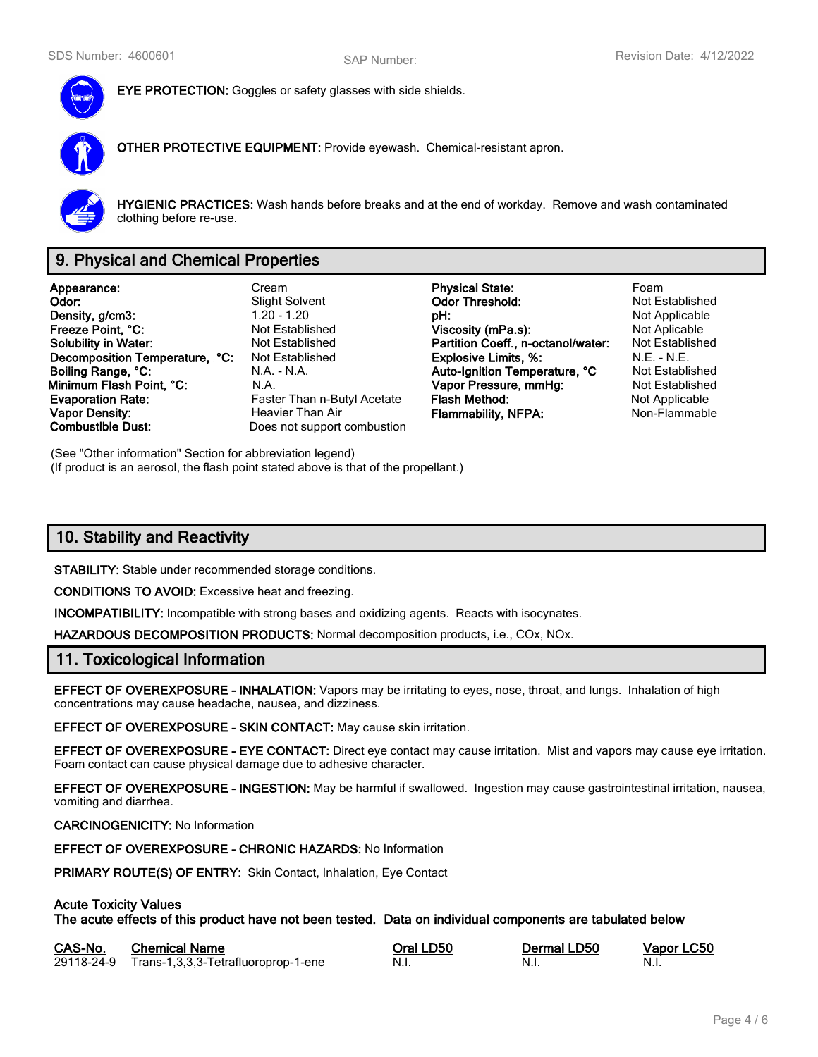**EYE PROTECTION:** Goggles or safety glasses with side shields.

**OTHER PROTECTIVE EQUIPMENT:** Provide eyewash. Chemical-resistant apron.

**HYGIENIC PRACTICES:** Wash hands before breaks and at the end of workday. Remove and wash contaminated clothing before re-use.

## 9. Physical and Chemical Properties

| | | | |
|---|---|---|---|
| **Appearance:** | Cream | **Physical State:** | Foam |
| **Odor:** | Slight Solvent | **Odor Threshold:** | Not Established |
| **Density, g/cm3:** | 1.20 - 1.20 | **pH:** | Not Applicable |
| **Freeze Point, °C:** | Not Established | **Viscosity (mPa.s):** | Not Aplicable |
| **Solubility in Water:** | Not Established | **Partition Coeff., n-octanol/water:** | Not Established |
| **Decomposition Temperature, °C:** | Not Established | **Explosive Limits, %:** | N.E. - N.E. |
| **Boiling Range, °C:** | N.A. - N.A. | **Auto-Ignition Temperature, °C** | Not Established |
| **Minimum Flash Point, °C:** | N.A. | **Vapor Pressure, mmHg:** | Not Established |
| **Evaporation Rate:** | Faster Than n-Butyl Acetate | **Flash Method:** | Not Applicable |
| **Vapor Density:** | Heavier Than Air | **Flammability, NFPA:** | Non-Flammable |
| **Combustible Dust:** | Does not support combustion | | |

(See "Other information" Section for abbreviation legend)
(If product is an aerosol, the flash point stated above is that of the propellant.)

## 10. Stability and Reactivity

**STABILITY:** Stable under recommended storage conditions.

**CONDITIONS TO AVOID:** Excessive heat and freezing.

**INCOMPATIBILITY:** Incompatible with strong bases and oxidizing agents. Reacts with isocynates.

**HAZARDOUS DECOMPOSITION PRODUCTS:** Normal decomposition products, i.e., COx, NOx.

## 11. Toxicological Information

**EFFECT OF OVEREXPOSURE - INHALATION:** Vapors may be irritating to eyes, nose, throat, and lungs. Inhalation of high concentrations may cause headache, nausea, and dizziness.

**EFFECT OF OVEREXPOSURE - SKIN CONTACT:** May cause skin irritation.

**EFFECT OF OVEREXPOSURE - EYE CONTACT:** Direct eye contact may cause irritation. Mist and vapors may cause eye irritation. Foam contact can cause physical damage due to adhesive character.

**EFFECT OF OVEREXPOSURE - INGESTION:** May be harmful if swallowed. Ingestion may cause gastrointestinal irritation, nausea, vomiting and diarrhea.

**CARCINOGENICITY:** No Information

**EFFECT OF OVEREXPOSURE - CHRONIC HAZARDS:** No Information

**PRIMARY ROUTE(S) OF ENTRY:** Skin Contact, Inhalation, Eye Contact

**Acute Toxicity Values**
**The acute effects of this product have not been tested. Data on individual components are tabulated below**

| CAS-No. | Chemical Name | Oral LD50 | Dermal LD50 | Vapor LC50 |
|---|---|---|---|---|
| 29118-24-9 | Trans-1,3,3,3-Tetrafluoroprop-1-ene | N.I. | N.I. | N.I. |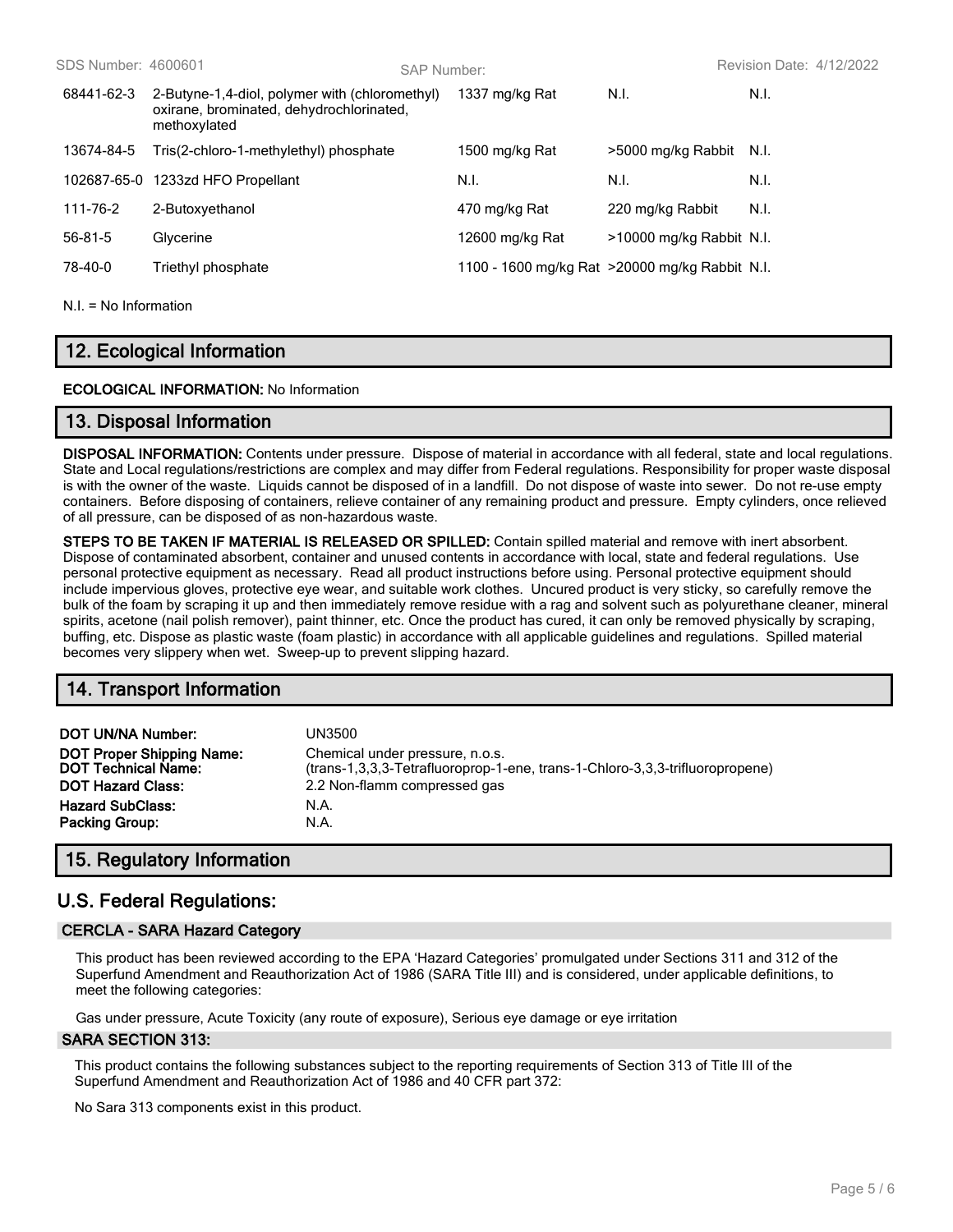| 68441-62-3 | 2-Butyne-1,4-diol, polymer with (chloromethyl) oxirane, brominated, dehydrochlorinated, methoxylated | 1337 mg/kg Rat | N.I. | N.I. |
|---|---|---|---|---|
| 13674-84-5 | Tris(2-chloro-1-methylethyl) phosphate | 1500 mg/kg Rat | >5000 mg/kg Rabbit | N.I. |
| 102687-65-0 | 1233zd HFO Propellant | N.I. | N.I. | N.I. |
| 111-76-2 | 2-Butoxyethanol | 470 mg/kg Rat | 220 mg/kg Rabbit | N.I. |
| 56-81-5 | Glycerine | 12600 mg/kg Rat | >10000 mg/kg Rabbit | N.I. |
| 78-40-0 | Triethyl phosphate | 1100 - 1600 mg/kg Rat | >20000 mg/kg Rabbit | N.I. |

N.I. = No Information

## 12. Ecological Information

**ECOLOGICAL INFORMATION:** No Information

## 13. Disposal Information

**DISPOSAL INFORMATION:** Contents under pressure. Dispose of material in accordance with all federal, state and local regulations. State and Local regulations/restrictions are complex and may differ from Federal regulations. Responsibility for proper waste disposal is with the owner of the waste. Liquids cannot be disposed of in a landfill. Do not dispose of waste into sewer. Do not re-use empty containers. Before disposing of containers, relieve container of any remaining product and pressure. Empty cylinders, once relieved of all pressure, can be disposed of as non-hazardous waste.

**STEPS TO BE TAKEN IF MATERIAL IS RELEASED OR SPILLED:** Contain spilled material and remove with inert absorbent. Dispose of contaminated absorbent, container and unused contents in accordance with local, state and federal regulations. Use personal protective equipment as necessary. Read all product instructions before using. Personal protective equipment should include impervious gloves, protective eye wear, and suitable work clothes. Uncured product is very sticky, so carefully remove the bulk of the foam by scraping it up and then immediately remove residue with a rag and solvent such as polyurethane cleaner, mineral spirits, acetone (nail polish remover), paint thinner, etc. Once the product has cured, it can only be removed physically by scraping, buffing, etc. Dispose as plastic waste (foam plastic) in accordance with all applicable guidelines and regulations. Spilled material becomes very slippery when wet. Sweep-up to prevent slipping hazard.

## 14. Transport Information

**DOT UN/NA Number:** UN3500
**DOT Proper Shipping Name:** Chemical under pressure, n.o.s.
**DOT Technical Name:** (trans-1,3,3,3-Tetrafluoroprop-1-ene, trans-1-Chloro-3,3,3-trifluoropropene)
**DOT Hazard Class:** 2.2 Non-flamm compressed gas
**Hazard SubClass:** N.A.
**Packing Group:** N.A.

## 15. Regulatory Information

## U.S. Federal Regulations:

### CERCLA - SARA Hazard Category

This product has been reviewed according to the EPA 'Hazard Categories' promulgated under Sections 311 and 312 of the Superfund Amendment and Reauthorization Act of 1986 (SARA Title III) and is considered, under applicable definitions, to meet the following categories:

Gas under pressure, Acute Toxicity (any route of exposure), Serious eye damage or eye irritation

### SARA SECTION 313:

This product contains the following substances subject to the reporting requirements of Section 313 of Title III of the Superfund Amendment and Reauthorization Act of 1986 and 40 CFR part 372:

No Sara 313 components exist in this product.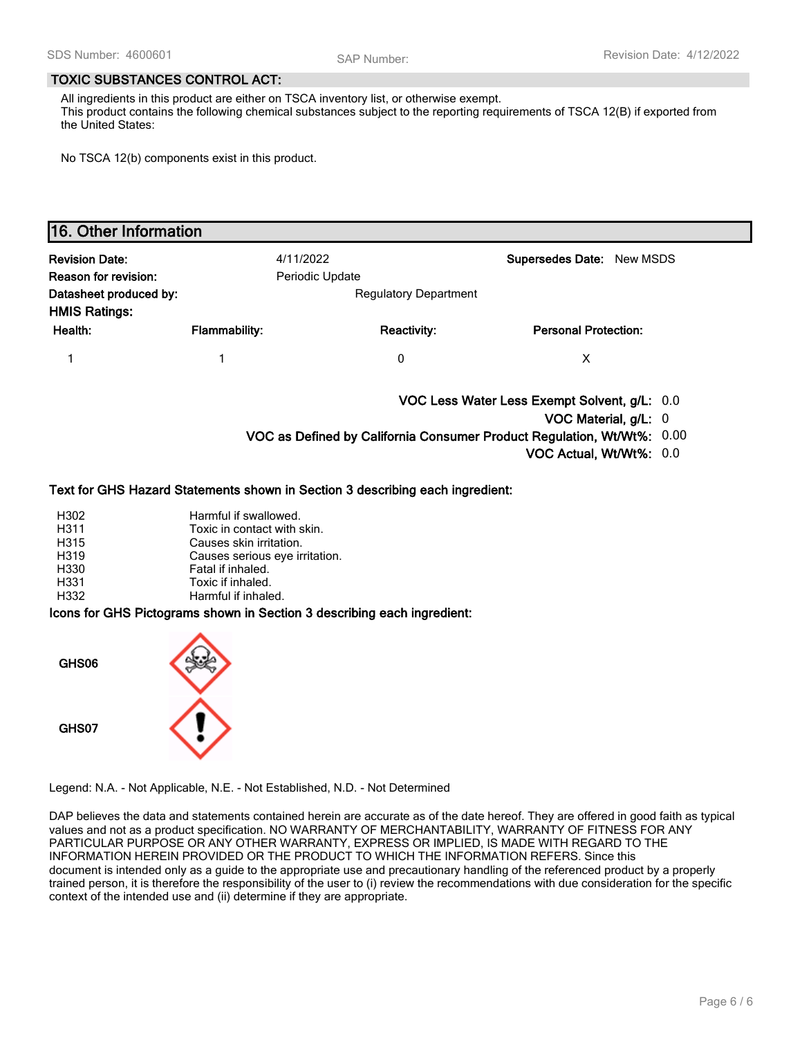**TOXIC SUBSTANCES CONTROL ACT:**

All ingredients in this product are either on TSCA inventory list, or otherwise exempt.
This product contains the following chemical substances subject to the reporting requirements of TSCA 12(B) if exported from the United States:

No TSCA 12(b) components exist in this product.

## 16. Other Information

**Revision Date:** 4/11/2022 **Supersedes Date:** New MSDS

**Reason for revision:** Periodic Update

**Datasheet produced by:** Regulatory Department

**HMIS Ratings:**

| Health: | Flammability: | Reactivity: | Personal Protection: |
|---|---|---|---|
| 1 | 1 | 0 | X |

**VOC Less Water Less Exempt Solvent, g/L:** 0.0

**VOC Material, g/L:** 0

**VOC as Defined by California Consumer Product Regulation, Wt/Wt%:** 0.00

**VOC Actual, Wt/Wt%:** 0.0

**Text for GHS Hazard Statements shown in Section 3 describing each ingredient:**

| | |
|---|---|
| H302 | Harmful if swallowed. |
| H311 | Toxic in contact with skin. |
| H315 | Causes skin irritation. |
| H319 | Causes serious eye irritation. |
| H330 | Fatal if inhaled. |
| H331 | Toxic if inhaled. |
| H332 | Harmful if inhaled. |

**Icons for GHS Pictograms shown in Section 3 describing each ingredient:**

**GHS06**

**GHS07**

Legend: N.A. - Not Applicable, N.E. - Not Established, N.D. - Not Determined

DAP believes the data and statements contained herein are accurate as of the date hereof. They are offered in good faith as typical values and not as a product specification. NO WARRANTY OF MERCHANTABILITY, WARRANTY OF FITNESS FOR ANY PARTICULAR PURPOSE OR ANY OTHER WARRANTY, EXPRESS OR IMPLIED, IS MADE WITH REGARD TO THE INFORMATION HEREIN PROVIDED OR THE PRODUCT TO WHICH THE INFORMATION REFERS. Since this document is intended only as a guide to the appropriate use and precautionary handling of the referenced product by a properly trained person, it is therefore the responsibility of the user to (i) review the recommendations with due consideration for the specific context of the intended use and (ii) determine if they are appropriate.